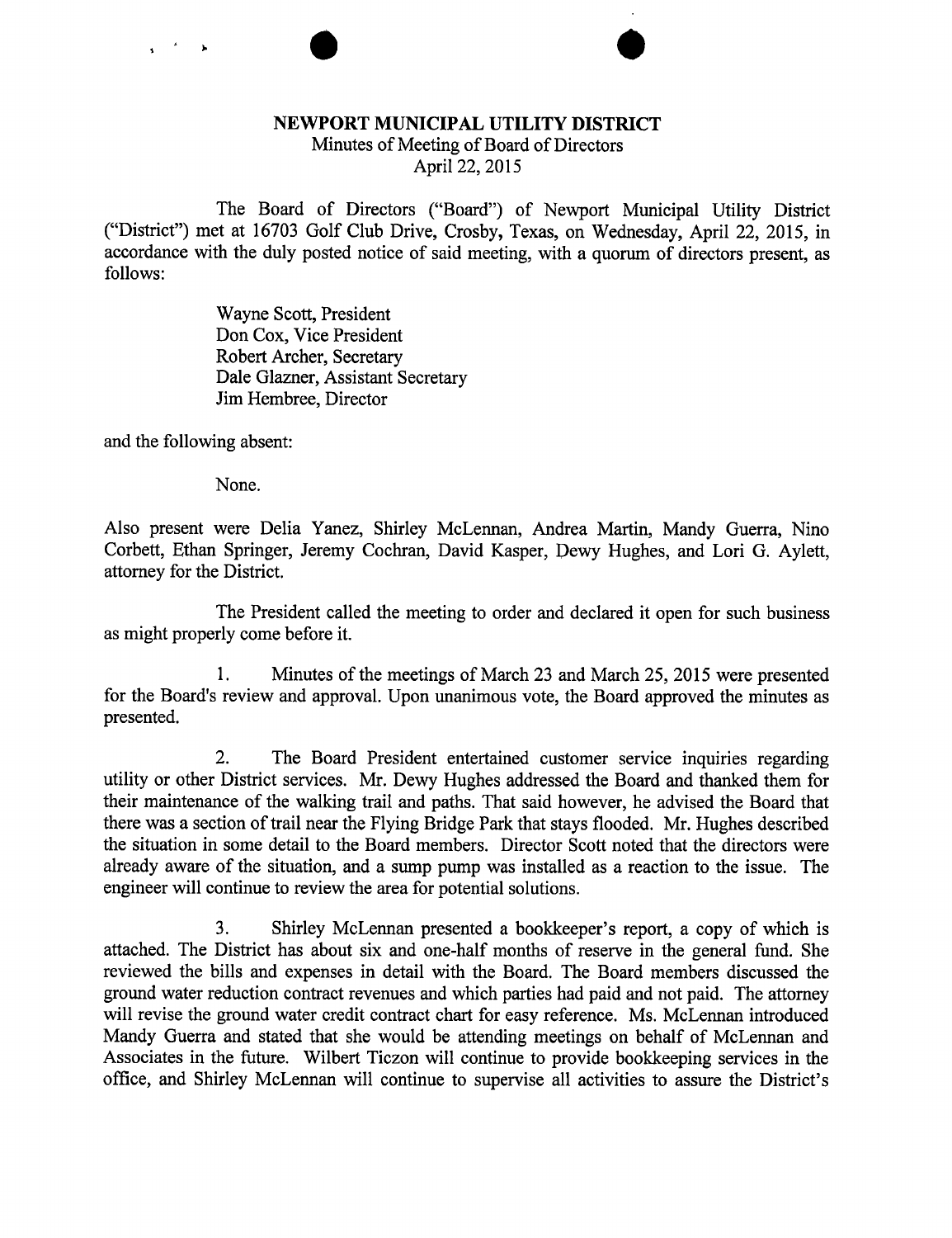**NEWPORT MUNICIPAL UTILITY DISTRICT**

Minutes of Meeting of Board of Directors
April 22, 2015

The Board of Directors ("Board") of Newport Municipal Utility District ("District") met at 16703 Golf Club Drive, Crosby, Texas, on Wednesday, April 22, 2015, in accordance with the duly posted notice of said meeting, with a quorum of directors present, as follows:

Wayne Scott, President
Don Cox, Vice President
Robert Archer, Secretary
Dale Glazner, Assistant Secretary
Jim Hembree, Director

and the following absent:

None.

Also present were Delia Yanez, Shirley McLennan, Andrea Martin, Mandy Guerra, Nino Corbett, Ethan Springer, Jeremy Cochran, David Kasper, Dewy Hughes, and Lori G. Aylett, attorney for the District.

The President called the meeting to order and declared it open for such business as might properly come before it.

1. Minutes of the meetings of March 23 and March 25, 2015 were presented for the Board's review and approval. Upon unanimous vote, the Board approved the minutes as presented.

2. The Board President entertained customer service inquiries regarding utility or other District services. Mr. Dewy Hughes addressed the Board and thanked them for their maintenance of the walking trail and paths. That said however, he advised the Board that there was a section of trail near the Flying Bridge Park that stays flooded. Mr. Hughes described the situation in some detail to the Board members. Director Scott noted that the directors were already aware of the situation, and a sump pump was installed as a reaction to the issue. The engineer will continue to review the area for potential solutions.

3. Shirley McLennan presented a bookkeeper's report, a copy of which is attached. The District has about six and one-half months of reserve in the general fund. She reviewed the bills and expenses in detail with the Board. The Board members discussed the ground water reduction contract revenues and which parties had paid and not paid. The attorney will revise the ground water credit contract chart for easy reference. Ms. McLennan introduced Mandy Guerra and stated that she would be attending meetings on behalf of McLennan and Associates in the future. Wilbert Ticzon will continue to provide bookkeeping services in the office, and Shirley McLennan will continue to supervise all activities to assure the District's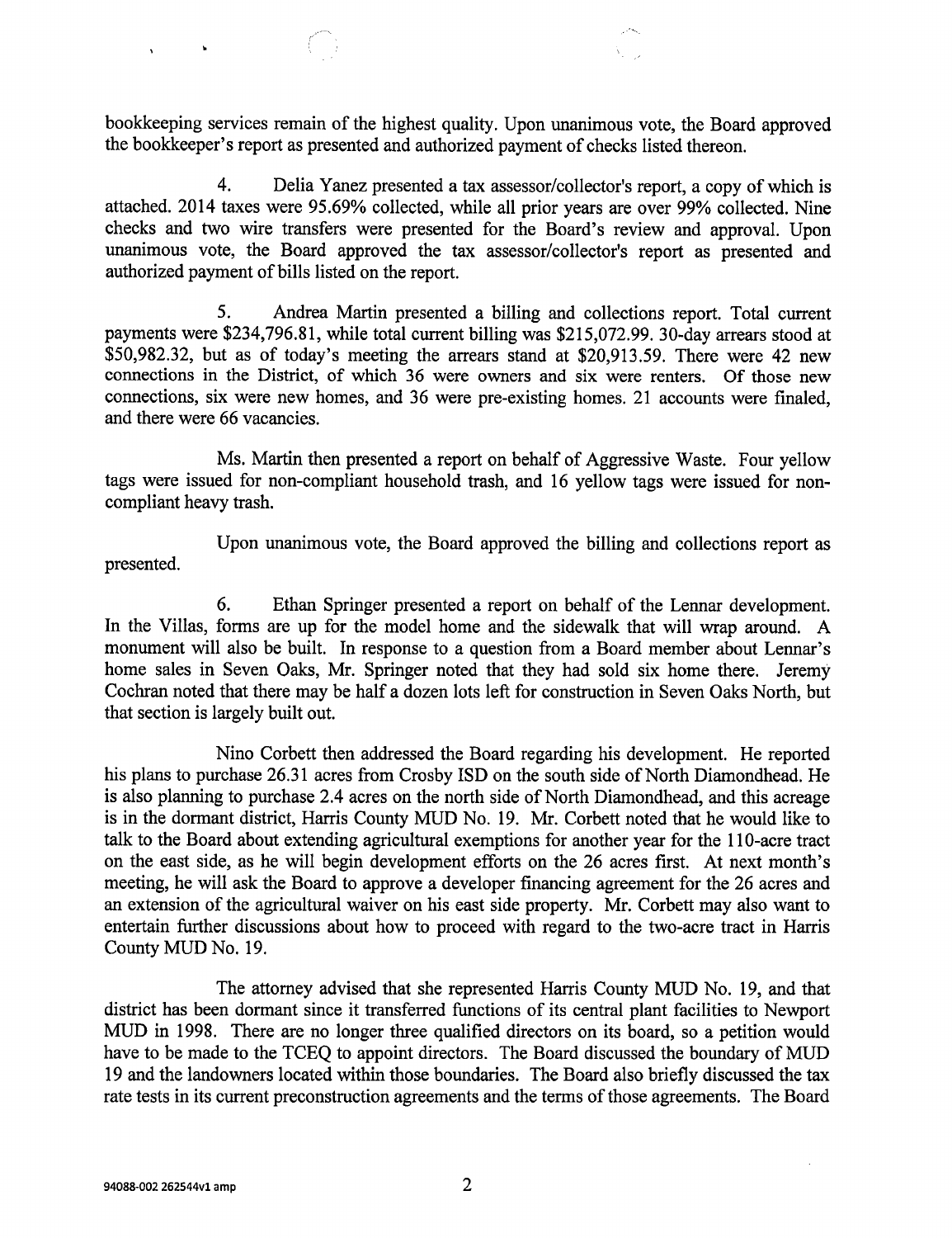bookkeeping services remain of the highest quality. Upon unanimous vote, the Board approved the bookkeeper's report as presented and authorized payment of checks listed thereon.

4. Delia Yanez presented a tax assessor/collector's report, a copy of which is attached. 2014 taxes were 95.69% collected, while all prior years are over 99% collected. Nine checks and two wire transfers were presented for the Board's review and approval. Upon unanimous vote, the Board approved the tax assessor/collector's report as presented and authorized payment of bills listed on the report.

5. Andrea Martin presented a billing and collections report. Total current payments were $234,796.81, while total current billing was $215,072.99. 30-day arrears stood at $50,982.32, but as of today's meeting the arrears stand at $20,913.59. There were 42 new connections in the District, of which 36 were owners and six were renters. Of those new connections, six were new homes, and 36 were pre-existing homes. 21 accounts were finaled, and there were 66 vacancies.

Ms. Martin then presented a report on behalf of Aggressive Waste. Four yellow tags were issued for non-compliant household trash, and 16 yellow tags were issued for non-compliant heavy trash.

Upon unanimous vote, the Board approved the billing and collections report as presented.

6. Ethan Springer presented a report on behalf of the Lennar development. In the Villas, forms are up for the model home and the sidewalk that will wrap around. A monument will also be built. In response to a question from a Board member about Lennar's home sales in Seven Oaks, Mr. Springer noted that they had sold six home there. Jeremy Cochran noted that there may be half a dozen lots left for construction in Seven Oaks North, but that section is largely built out.

Nino Corbett then addressed the Board regarding his development. He reported his plans to purchase 26.31 acres from Crosby ISD on the south side of North Diamondhead. He is also planning to purchase 2.4 acres on the north side of North Diamondhead, and this acreage is in the dormant district, Harris County MUD No. 19. Mr. Corbett noted that he would like to talk to the Board about extending agricultural exemptions for another year for the 110-acre tract on the east side, as he will begin development efforts on the 26 acres first. At next month's meeting, he will ask the Board to approve a developer financing agreement for the 26 acres and an extension of the agricultural waiver on his east side property. Mr. Corbett may also want to entertain further discussions about how to proceed with regard to the two-acre tract in Harris County MUD No. 19.

The attorney advised that she represented Harris County MUD No. 19, and that district has been dormant since it transferred functions of its central plant facilities to Newport MUD in 1998. There are no longer three qualified directors on its board, so a petition would have to be made to the TCEQ to appoint directors. The Board discussed the boundary of MUD 19 and the landowners located within those boundaries. The Board also briefly discussed the tax rate tests in its current preconstruction agreements and the terms of those agreements. The Board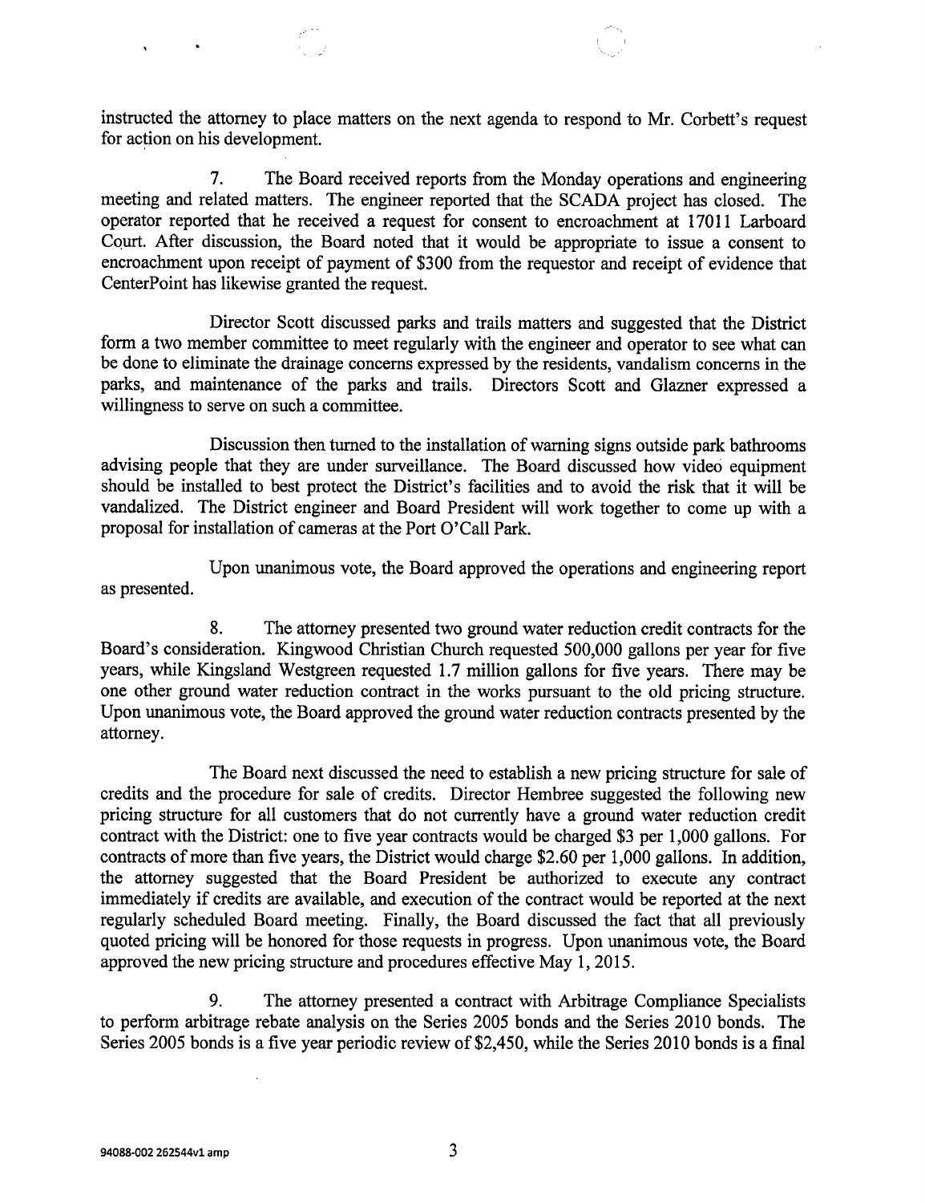instructed the attorney to place matters on the next agenda to respond to Mr. Corbett's request for action on his development.

7. The Board received reports from the Monday operations and engineering meeting and related matters. The engineer reported that the SCADA project has closed. The operator reported that he received a request for consent to encroachment at 17011 Larboard Court. After discussion, the Board noted that it would be appropriate to issue a consent to encroachment upon receipt of payment of $300 from the requestor and receipt of evidence that CenterPoint has likewise granted the request.

Director Scott discussed parks and trails matters and suggested that the District form a two member committee to meet regularly with the engineer and operator to see what can be done to eliminate the drainage concerns expressed by the residents, vandalism concerns in the parks, and maintenance of the parks and trails. Directors Scott and Glazner expressed a willingness to serve on such a committee.

Discussion then turned to the installation of warning signs outside park bathrooms advising people that they are under surveillance. The Board discussed how video equipment should be installed to best protect the District's facilities and to avoid the risk that it will be vandalized. The District engineer and Board President will work together to come up with a proposal for installation of cameras at the Port O'Call Park.

Upon unanimous vote, the Board approved the operations and engineering report as presented.

8. The attorney presented two ground water reduction credit contracts for the Board's consideration. Kingwood Christian Church requested 500,000 gallons per year for five years, while Kingsland Westgreen requested 1.7 million gallons for five years. There may be one other ground water reduction contract in the works pursuant to the old pricing structure. Upon unanimous vote, the Board approved the ground water reduction contracts presented by the attorney.

The Board next discussed the need to establish a new pricing structure for sale of credits and the procedure for sale of credits. Director Hembree suggested the following new pricing structure for all customers that do not currently have a ground water reduction credit contract with the District: one to five year contracts would be charged $3 per 1,000 gallons. For contracts of more than five years, the District would charge $2.60 per 1,000 gallons. In addition, the attorney suggested that the Board President be authorized to execute any contract immediately if credits are available, and execution of the contract would be reported at the next regularly scheduled Board meeting. Finally, the Board discussed the fact that all previously quoted pricing will be honored for those requests in progress. Upon unanimous vote, the Board approved the new pricing structure and procedures effective May 1, 2015.

9. The attorney presented a contract with Arbitrage Compliance Specialists to perform arbitrage rebate analysis on the Series 2005 bonds and the Series 2010 bonds. The Series 2005 bonds is a five year periodic review of $2,450, while the Series 2010 bonds is a final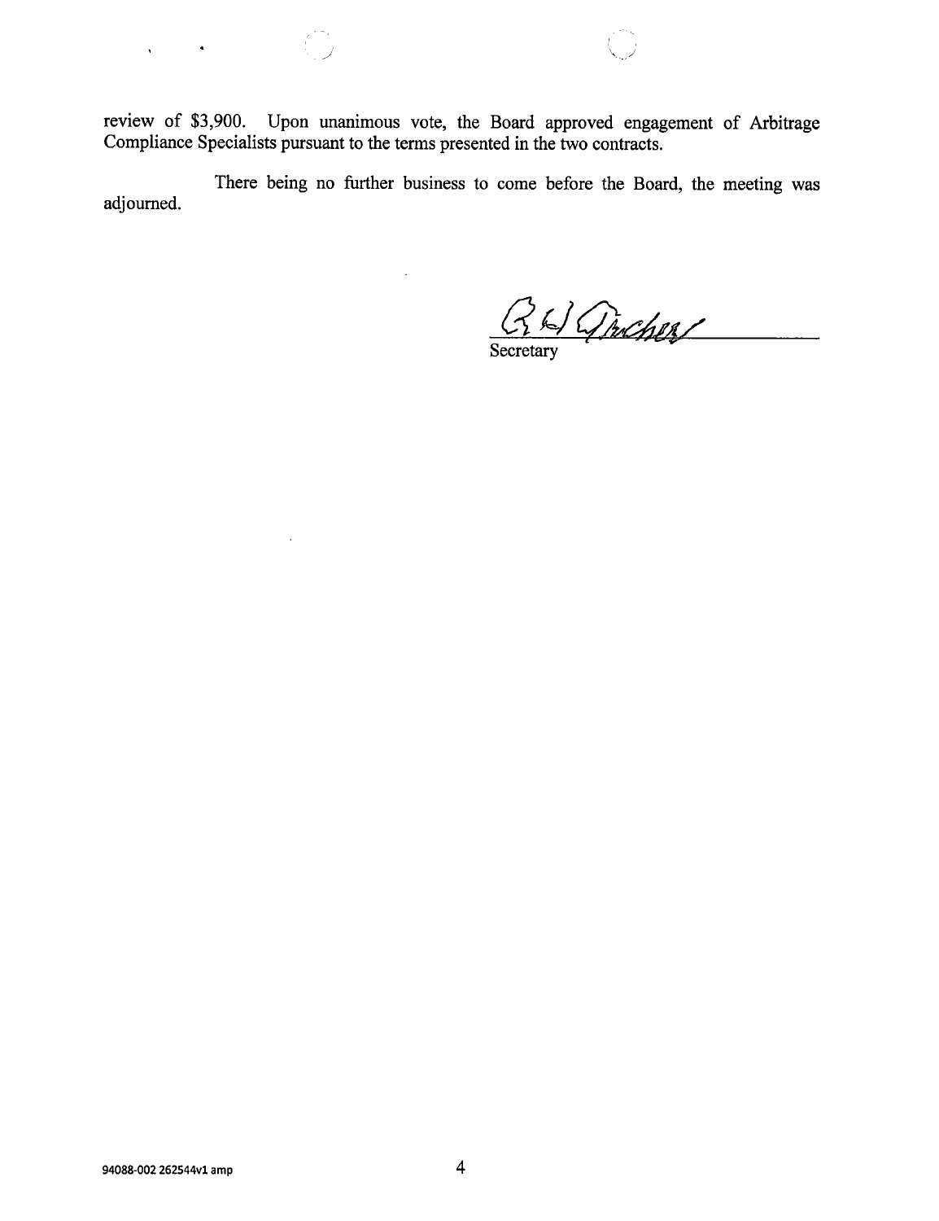review of $3,900. Upon unanimous vote, the Board approved engagement of Arbitrage Compliance Specialists pursuant to the terms presented in the two contracts.

There being no further business to come before the Board, the meeting was adjourned.

Secretary

94088-002 262544v1 amp